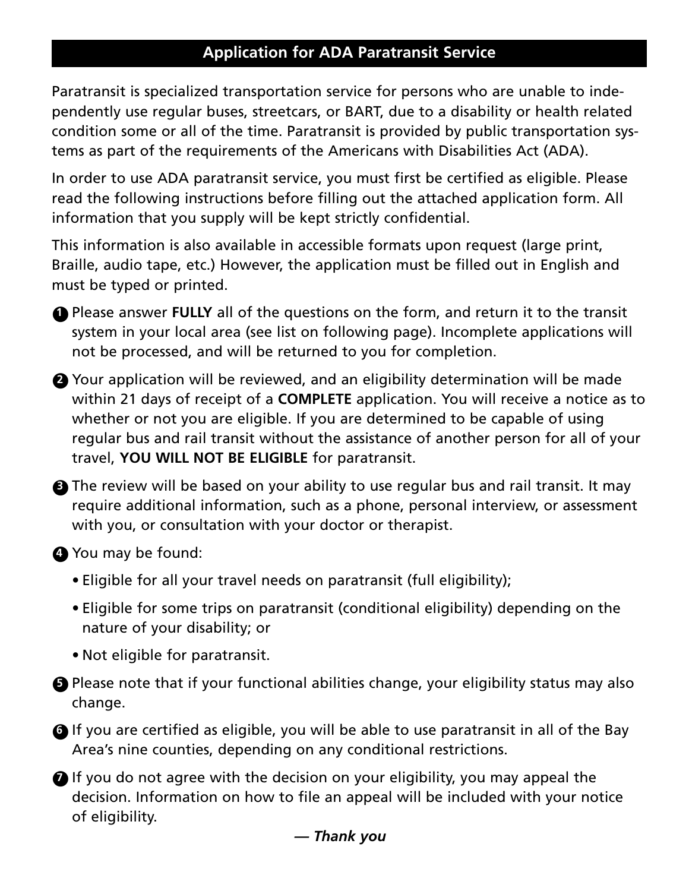# Application for ADA Paratransit Service

Paratransit is specialized transportation service for persons who are unable to independently use regular buses, streetcars, or BART, due to a disability or health related condition some or all of the time. Paratransit is provided by public transportation systems as part of the requirements of the Americans with Disabilities Act (ADA).

In order to use ADA paratransit service, you must first be certified as eligible. Please read the following instructions before filling out the attached application form. All information that you supply will be kept strictly confidential.

This information is also available in accessible formats upon request (large print, Braille, audio tape, etc.) However, the application must be filled out in English and must be typed or printed.

1. Please answer **FULLY** all of the questions on the form, and return it to the transit system in your local area (see list on following page). Incomplete applications will not be processed, and will be returned to you for completion.
2. Your application will be reviewed, and an eligibility determination will be made within 21 days of receipt of a **COMPLETE** application. You will receive a notice as to whether or not you are eligible. If you are determined to be capable of using regular bus and rail transit without the assistance of another person for all of your travel, **YOU WILL NOT BE ELIGIBLE** for paratransit.
3. The review will be based on your ability to use regular bus and rail transit. It may require additional information, such as a phone, personal interview, or assessment with you, or consultation with your doctor or therapist.
4. You may be found:
   - Eligible for all your travel needs on paratransit (full eligibility);
   - Eligible for some trips on paratransit (conditional eligibility) depending on the nature of your disability; or
   - Not eligible for paratransit.
5. Please note that if your functional abilities change, your eligibility status may also change.
6. If you are certified as eligible, you will be able to use paratransit in all of the Bay Area's nine counties, depending on any conditional restrictions.
7. If you do not agree with the decision on your eligibility, you may appeal the decision. Information on how to file an appeal will be included with your notice of eligibility.

***— Thank you***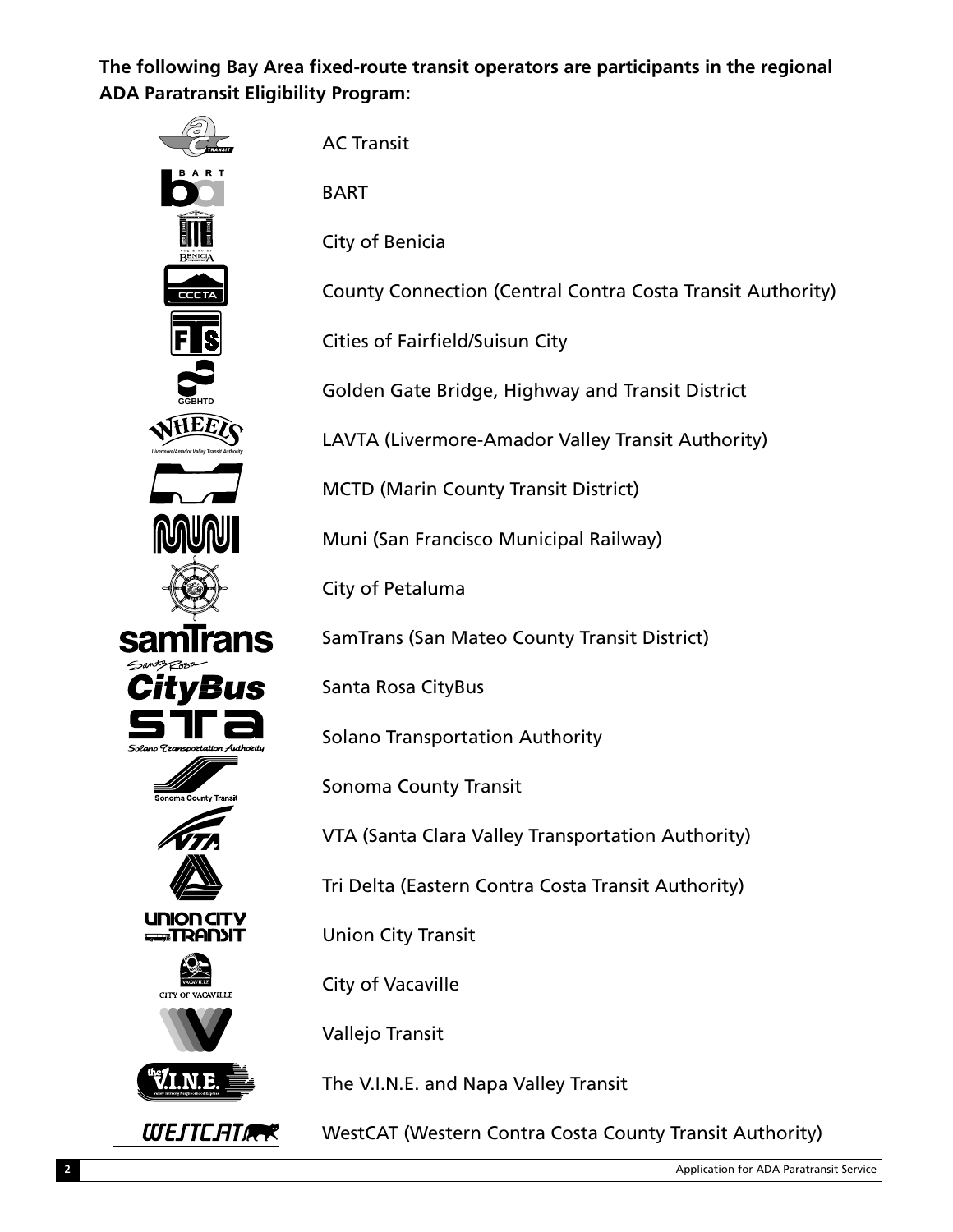**The following Bay Area fixed-route transit operators are participants in the regional ADA Paratransit Eligibility Program:**

- AC Transit
- BART
- City of Benicia
- County Connection (Central Contra Costa Transit Authority)
- Cities of Fairfield/Suisun City
- Golden Gate Bridge, Highway and Transit District
- LAVTA (Livermore-Amador Valley Transit Authority)
- MCTD (Marin County Transit District)
- Muni (San Francisco Municipal Railway)
- City of Petaluma
- SamTrans (San Mateo County Transit District)
- Santa Rosa CityBus
- Solano Transportation Authority
- Sonoma County Transit
- VTA (Santa Clara Valley Transportation Authority)
- Tri Delta (Eastern Contra Costa Transit Authority)
- Union City Transit
- City of Vacaville
- Vallejo Transit
- The V.I.N.E. and Napa Valley Transit
- WestCAT (Western Contra Costa County Transit Authority)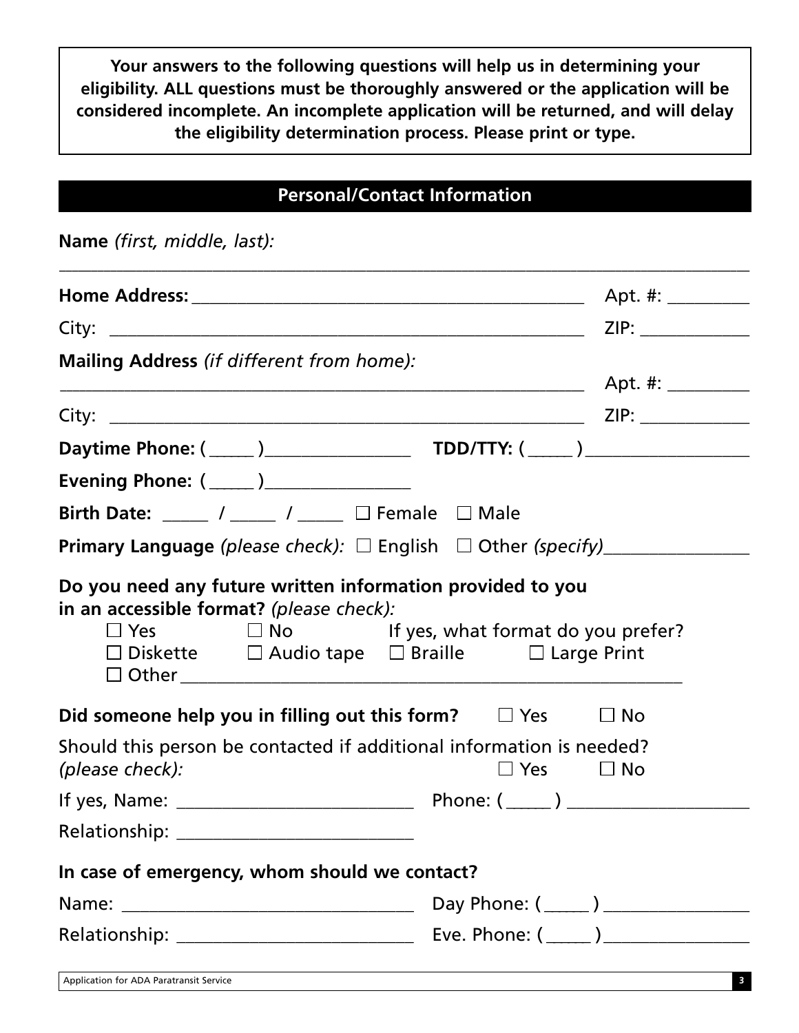**Your answers to the following questions will help us in determining your eligibility. ALL questions must be thoroughly answered or the application will be considered incomplete. An incomplete application will be returned, and will delay the eligibility determination process. Please print or type.**

## Personal/Contact Information

**Name** *(first, middle, last):*

_______________________________________________________________

**Home Address:** ________________________________________ Apt. #: ________

City: ________________________________________________ ZIP: ___________

**Mailing Address** *(if different from home):*

________________________________________________________ Apt. #: ________

City: ________________________________________________ ZIP: ___________

**Daytime Phone:** (_____)_______________ **TDD/TTY:** (_____)_________________

**Evening Phone:** (_____)_______________

**Birth Date:** _____ / _____ / _____ ☐ Female ☐ Male

**Primary Language** *(please check):* ☐ English ☐ Other *(specify)*_______________

**Do you need any future written information provided to you in an accessible format?** *(please check):*

☐ Yes ☐ No If yes, what format do you prefer?

☐ Diskette ☐ Audio tape ☐ Braille ☐ Large Print

☐ Other ______________________________________________________

**Did someone help you in filling out this form?** ☐ Yes ☐ No

Should this person be contacted if additional information is needed? *(please check):* ☐ Yes ☐ No

If yes, Name: ________________________ Phone: (_____) __________________

Relationship: ________________________

**In case of emergency, whom should we contact?**

Name: ______________________________ Day Phone: (_____) _______________

Relationship: ________________________ Eve. Phone: (_____)_______________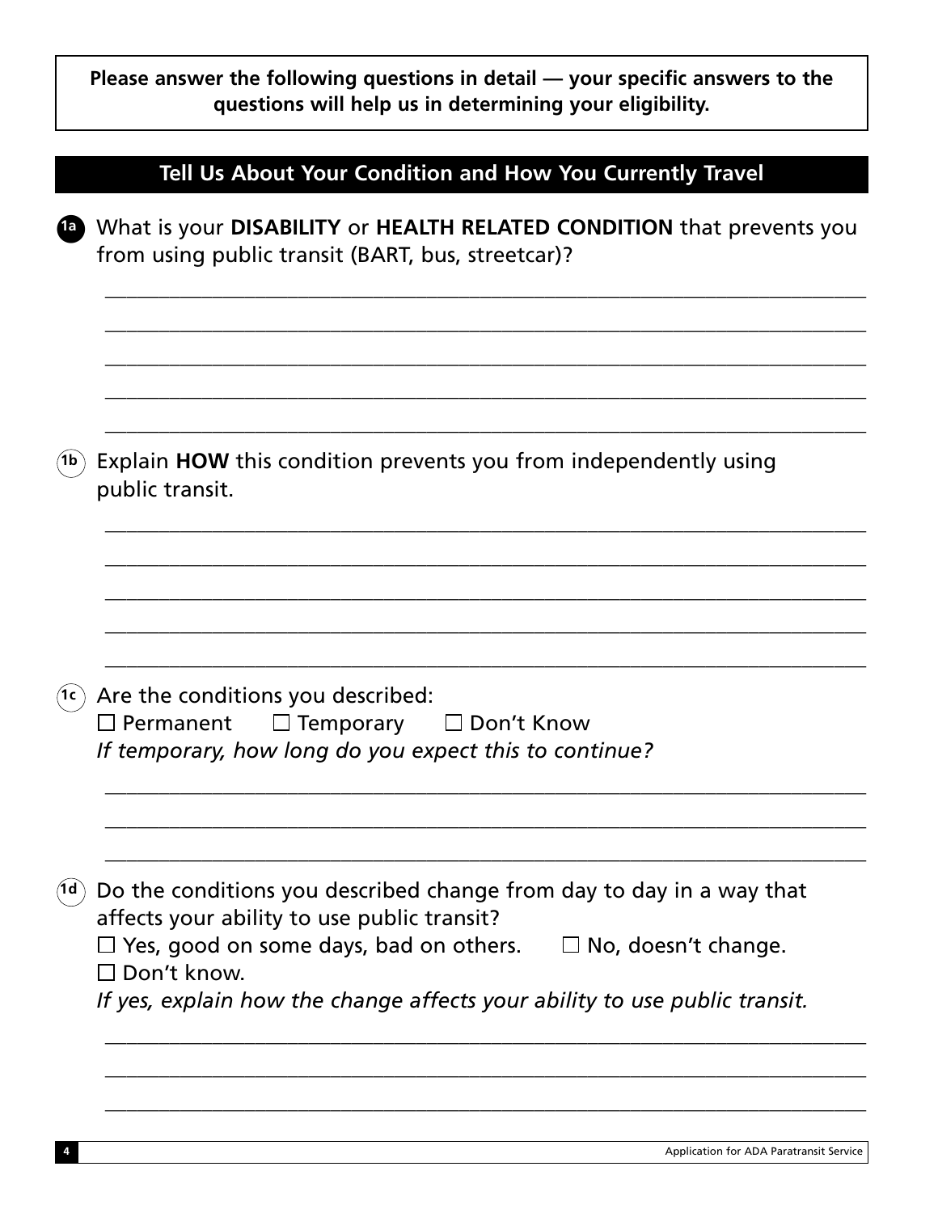**Please answer the following questions in detail — your specific answers to the questions will help us in determining your eligibility.**

## Tell Us About Your Condition and How You Currently Travel

**1a** What is your **DISABILITY** or **HEALTH RELATED CONDITION** that prevents you from using public transit (BART, bus, streetcar)?

_______________________________________________

_______________________________________________

_______________________________________________

_______________________________________________

_______________________________________________

**1b** Explain **HOW** this condition prevents you from independently using public transit.

_______________________________________________

_______________________________________________

_______________________________________________

_______________________________________________

_______________________________________________

**1c** Are the conditions you described:

☐ Permanent ☐ Temporary ☐ Don't Know

*If temporary, how long do you expect this to continue?*

_______________________________________________

_______________________________________________

_______________________________________________

**1d** Do the conditions you described change from day to day in a way that affects your ability to use public transit?

☐ Yes, good on some days, bad on others. ☐ No, doesn't change.

☐ Don't know.

*If yes, explain how the change affects your ability to use public transit.*

_______________________________________________

_______________________________________________

_______________________________________________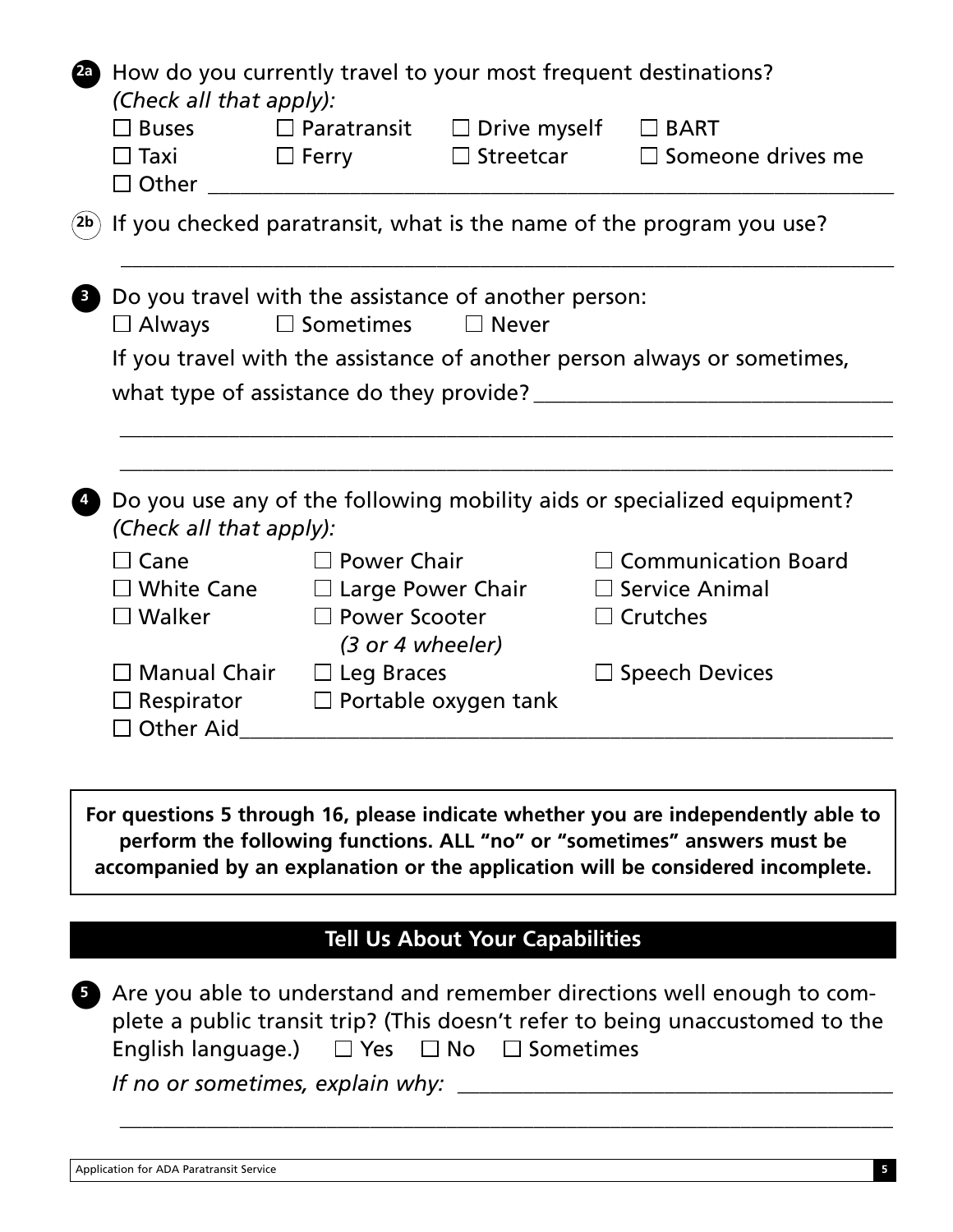**2a** How do you currently travel to your most frequent destinations? *(Check all that apply):*

☐ Buses ☐ Paratransit ☐ Drive myself ☐ BART
☐ Taxi ☐ Ferry ☐ Streetcar ☐ Someone drives me
☐ Other ______________________________________________

**2b** If you checked paratransit, what is the name of the program you use?

______________________________________________

**3** Do you travel with the assistance of another person:
☐ Always ☐ Sometimes ☐ Never

If you travel with the assistance of another person always or sometimes, what type of assistance do they provide? ______________________________

______________________________________________

______________________________________________

**4** Do you use any of the following mobility aids or specialized equipment? *(Check all that apply):*

☐ Cane ☐ Power Chair ☐ Communication Board
☐ White Cane ☐ Large Power Chair ☐ Service Animal
☐ Walker ☐ Power Scooter *(3 or 4 wheeler)* ☐ Crutches
☐ Manual Chair ☐ Leg Braces ☐ Speech Devices
☐ Respirator ☐ Portable oxygen tank
☐ Other Aid______________________________________________

**For questions 5 through 16, please indicate whether you are independently able to perform the following functions. ALL "no" or "sometimes" answers must be accompanied by an explanation or the application will be considered incomplete.**

## Tell Us About Your Capabilities

**5** Are you able to understand and remember directions well enough to complete a public transit trip? (This doesn't refer to being unaccustomed to the English language.) ☐ Yes ☐ No ☐ Sometimes

*If no or sometimes, explain why:* ______________________________

______________________________________________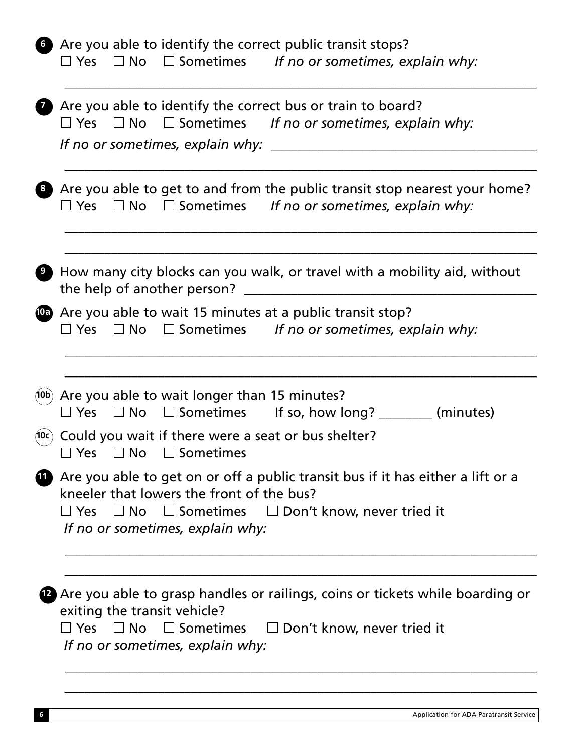**6** Are you able to identify the correct public transit stops?
☐ Yes ☐ No ☐ Sometimes *If no or sometimes, explain why:*

___________________________________________________________________________

**7** Are you able to identify the correct bus or train to board?
☐ Yes ☐ No ☐ Sometimes *If no or sometimes, explain why:*

*If no or sometimes, explain why:* ________________________________________

___________________________________________________________________________

**8** Are you able to get to and from the public transit stop nearest your home?
☐ Yes ☐ No ☐ Sometimes *If no or sometimes, explain why:*

___________________________________________________________________________

___________________________________________________________________________

**9** How many city blocks can you walk, or travel with a mobility aid, without the help of another person? ________________________________________

**10a** Are you able to wait 15 minutes at a public transit stop?
☐ Yes ☐ No ☐ Sometimes *If no or sometimes, explain why:*

___________________________________________________________________________

___________________________________________________________________________

**10b** Are you able to wait longer than 15 minutes?
☐ Yes ☐ No ☐ Sometimes If so, how long? ________ (minutes)

**10c** Could you wait if there were a seat or bus shelter?
☐ Yes ☐ No ☐ Sometimes

**11** Are you able to get on or off a public transit bus if it has either a lift or a kneeler that lowers the front of the bus?
☐ Yes ☐ No ☐ Sometimes ☐ Don't know, never tried it
*If no or sometimes, explain why:*

___________________________________________________________________________

___________________________________________________________________________

**12** Are you able to grasp handles or railings, coins or tickets while boarding or exiting the transit vehicle?
☐ Yes ☐ No ☐ Sometimes ☐ Don't know, never tried it
*If no or sometimes, explain why:*

___________________________________________________________________________

___________________________________________________________________________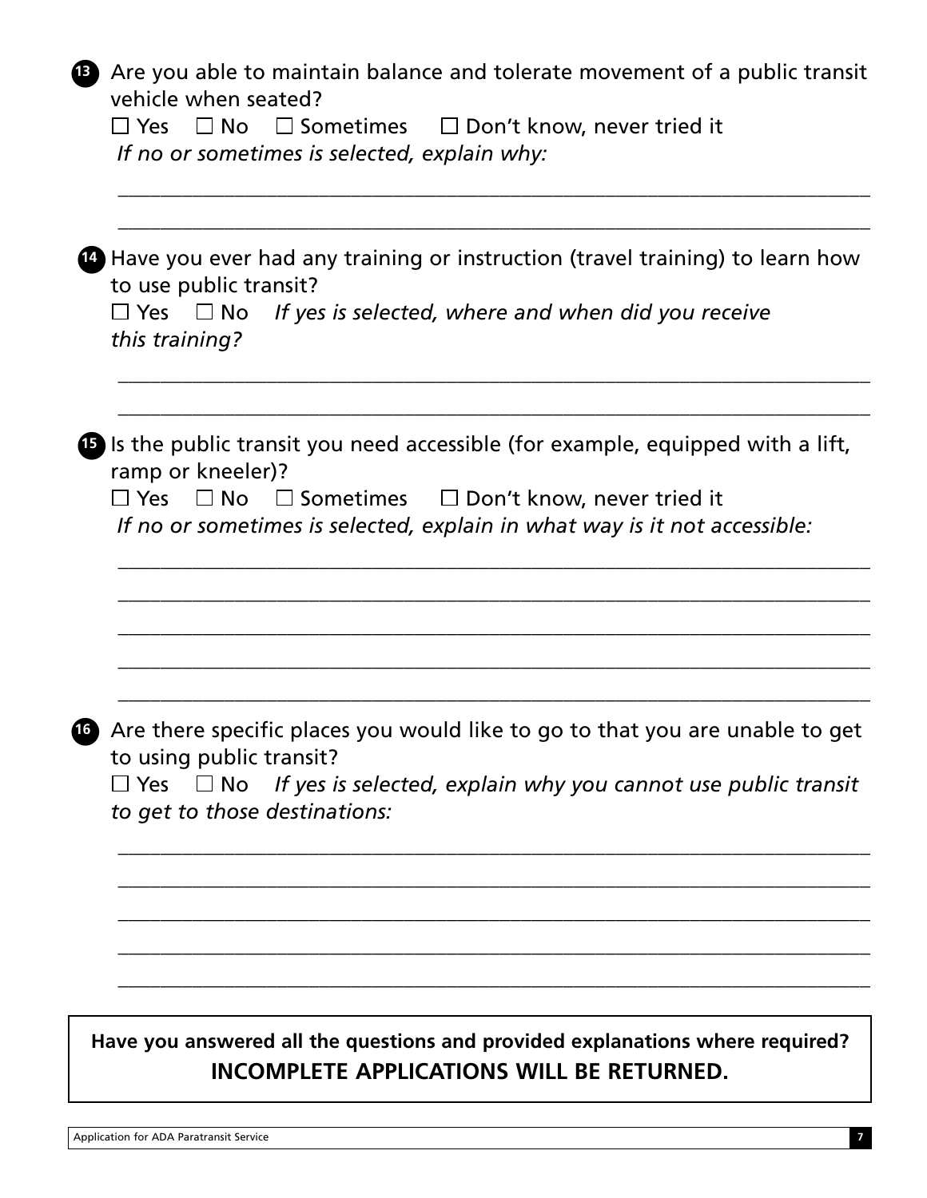13 Are you able to maintain balance and tolerate movement of a public transit vehicle when seated?

☐ Yes ☐ No ☐ Sometimes ☐ Don't know, never tried it

*If no or sometimes is selected, explain why:*

\_\_\_\_\_\_\_\_\_\_\_\_\_\_\_\_\_\_\_\_\_\_\_\_\_\_\_\_\_\_\_\_\_\_\_\_\_\_\_\_\_\_\_\_\_\_\_\_\_\_\_\_\_\_\_\_\_\_\_\_\_\_\_\_\_\_\_\_\_\_

\_\_\_\_\_\_\_\_\_\_\_\_\_\_\_\_\_\_\_\_\_\_\_\_\_\_\_\_\_\_\_\_\_\_\_\_\_\_\_\_\_\_\_\_\_\_\_\_\_\_\_\_\_\_\_\_\_\_\_\_\_\_\_\_\_\_\_\_\_\_

14 Have you ever had any training or instruction (travel training) to learn how to use public transit?

☐ Yes ☐ No *If yes is selected, where and when did you receive this training?*

\_\_\_\_\_\_\_\_\_\_\_\_\_\_\_\_\_\_\_\_\_\_\_\_\_\_\_\_\_\_\_\_\_\_\_\_\_\_\_\_\_\_\_\_\_\_\_\_\_\_\_\_\_\_\_\_\_\_\_\_\_\_\_\_\_\_\_\_\_\_

\_\_\_\_\_\_\_\_\_\_\_\_\_\_\_\_\_\_\_\_\_\_\_\_\_\_\_\_\_\_\_\_\_\_\_\_\_\_\_\_\_\_\_\_\_\_\_\_\_\_\_\_\_\_\_\_\_\_\_\_\_\_\_\_\_\_\_\_\_\_

15 Is the public transit you need accessible (for example, equipped with a lift, ramp or kneeler)?

☐ Yes ☐ No ☐ Sometimes ☐ Don't know, never tried it

*If no or sometimes is selected, explain in what way is it not accessible:*

\_\_\_\_\_\_\_\_\_\_\_\_\_\_\_\_\_\_\_\_\_\_\_\_\_\_\_\_\_\_\_\_\_\_\_\_\_\_\_\_\_\_\_\_\_\_\_\_\_\_\_\_\_\_\_\_\_\_\_\_\_\_\_\_\_\_\_\_\_\_

\_\_\_\_\_\_\_\_\_\_\_\_\_\_\_\_\_\_\_\_\_\_\_\_\_\_\_\_\_\_\_\_\_\_\_\_\_\_\_\_\_\_\_\_\_\_\_\_\_\_\_\_\_\_\_\_\_\_\_\_\_\_\_\_\_\_\_\_\_\_

\_\_\_\_\_\_\_\_\_\_\_\_\_\_\_\_\_\_\_\_\_\_\_\_\_\_\_\_\_\_\_\_\_\_\_\_\_\_\_\_\_\_\_\_\_\_\_\_\_\_\_\_\_\_\_\_\_\_\_\_\_\_\_\_\_\_\_\_\_\_

\_\_\_\_\_\_\_\_\_\_\_\_\_\_\_\_\_\_\_\_\_\_\_\_\_\_\_\_\_\_\_\_\_\_\_\_\_\_\_\_\_\_\_\_\_\_\_\_\_\_\_\_\_\_\_\_\_\_\_\_\_\_\_\_\_\_\_\_\_\_

\_\_\_\_\_\_\_\_\_\_\_\_\_\_\_\_\_\_\_\_\_\_\_\_\_\_\_\_\_\_\_\_\_\_\_\_\_\_\_\_\_\_\_\_\_\_\_\_\_\_\_\_\_\_\_\_\_\_\_\_\_\_\_\_\_\_\_\_\_\_

16 Are there specific places you would like to go to that you are unable to get to using public transit?

☐ Yes ☐ No *If yes is selected, explain why you cannot use public transit to get to those destinations:*

\_\_\_\_\_\_\_\_\_\_\_\_\_\_\_\_\_\_\_\_\_\_\_\_\_\_\_\_\_\_\_\_\_\_\_\_\_\_\_\_\_\_\_\_\_\_\_\_\_\_\_\_\_\_\_\_\_\_\_\_\_\_\_\_\_\_\_\_\_\_

\_\_\_\_\_\_\_\_\_\_\_\_\_\_\_\_\_\_\_\_\_\_\_\_\_\_\_\_\_\_\_\_\_\_\_\_\_\_\_\_\_\_\_\_\_\_\_\_\_\_\_\_\_\_\_\_\_\_\_\_\_\_\_\_\_\_\_\_\_\_

\_\_\_\_\_\_\_\_\_\_\_\_\_\_\_\_\_\_\_\_\_\_\_\_\_\_\_\_\_\_\_\_\_\_\_\_\_\_\_\_\_\_\_\_\_\_\_\_\_\_\_\_\_\_\_\_\_\_\_\_\_\_\_\_\_\_\_\_\_\_

\_\_\_\_\_\_\_\_\_\_\_\_\_\_\_\_\_\_\_\_\_\_\_\_\_\_\_\_\_\_\_\_\_\_\_\_\_\_\_\_\_\_\_\_\_\_\_\_\_\_\_\_\_\_\_\_\_\_\_\_\_\_\_\_\_\_\_\_\_\_

\_\_\_\_\_\_\_\_\_\_\_\_\_\_\_\_\_\_\_\_\_\_\_\_\_\_\_\_\_\_\_\_\_\_\_\_\_\_\_\_\_\_\_\_\_\_\_\_\_\_\_\_\_\_\_\_\_\_\_\_\_\_\_\_\_\_\_\_\_\_

**Have you answered all the questions and provided explanations where required?**

**INCOMPLETE APPLICATIONS WILL BE RETURNED.**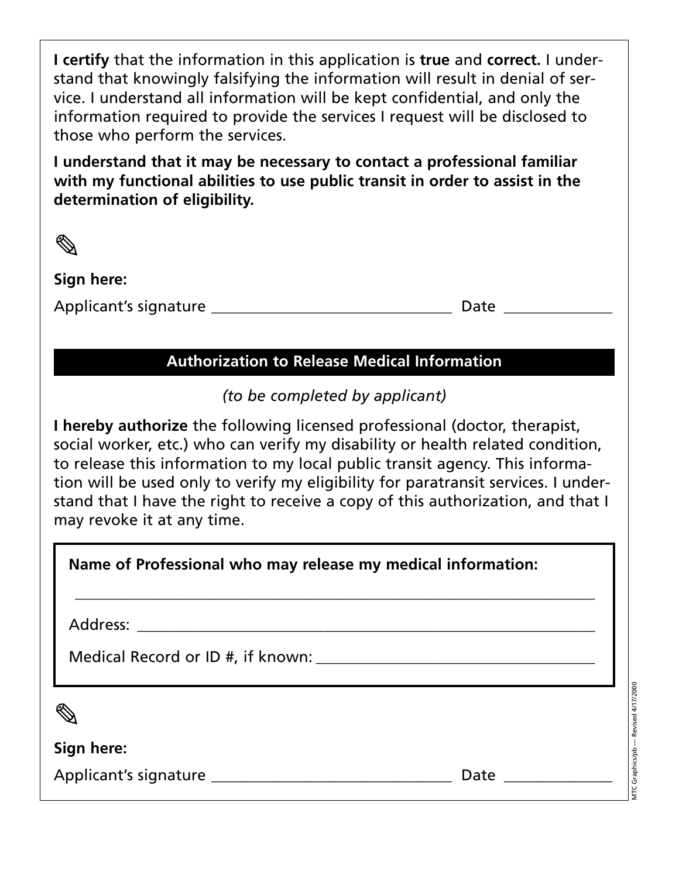**I certify** that the information in this application is **true** and **correct.** I understand that knowingly falsifying the information will result in denial of service. I understand all information will be kept confidential, and only the information required to provide the services I request will be disclosed to those who perform the services.

**I understand that it may be necessary to contact a professional familiar with my functional abilities to use public transit in order to assist in the determination of eligibility.**

✎

**Sign here:**

Applicant's signature ______________________________ Date _____________

## Authorization to Release Medical Information

*(to be completed by applicant)*

**I hereby authorize** the following licensed professional (doctor, therapist, social worker, etc.) who can verify my disability or health related condition, to release this information to my local public transit agency. This information will be used only to verify my eligibility for paratransit services. I understand that I have the right to receive a copy of this authorization, and that I may revoke it at any time.

**Name of Professional who may release my medical information:**

_____________________________________________________________________

Address: _____________________________________________________________

Medical Record or ID #, if known: _________________________________

✎

**Sign here:**

Applicant's signature ______________________________ Date _____________

MTC Graphics/pb — Revised 4/17/2000